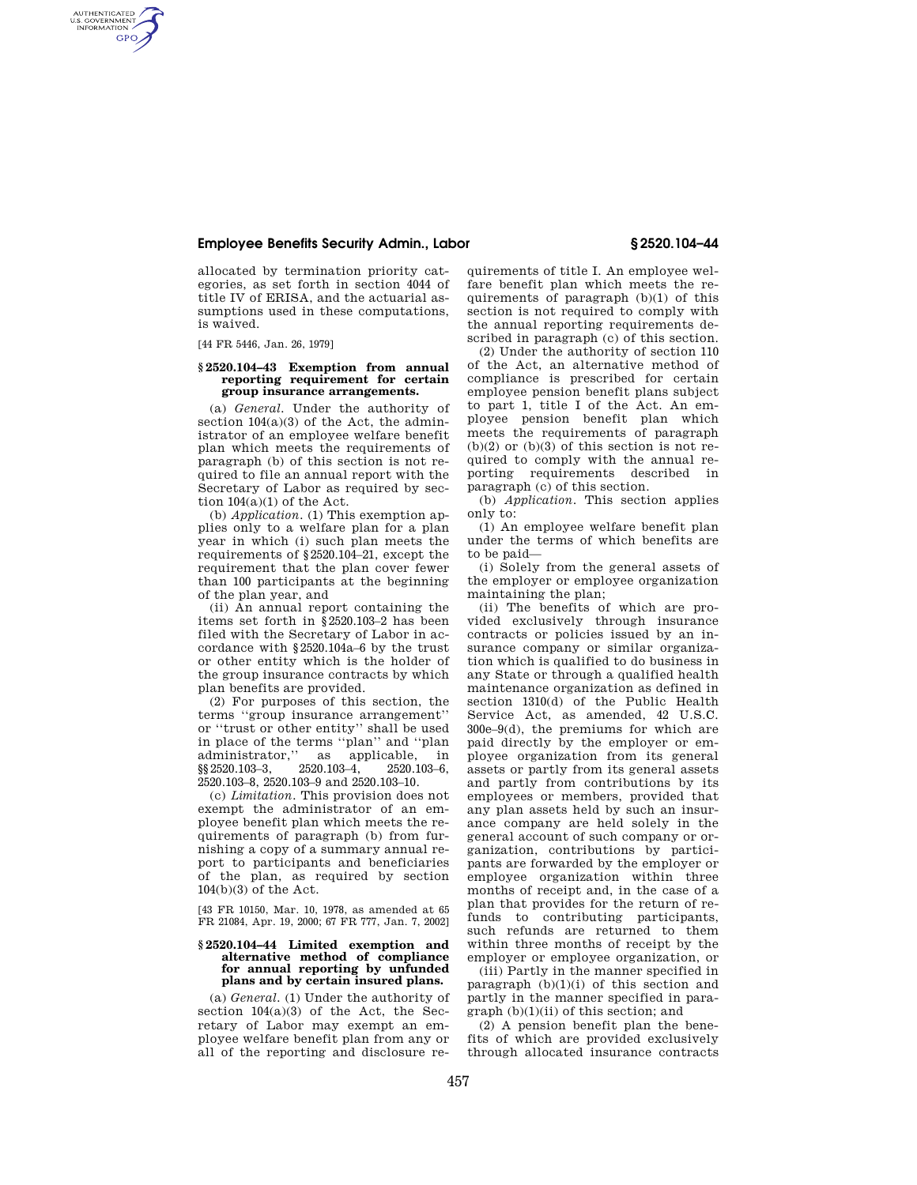allocated by termination priority categories, as set forth in section 4044 of title IV of ERISA, and the actuarial assumptions used in these computations, is waived.

[44 FR 5446, Jan. 26, 1979]

### § 2520.104–43 Exemption from annual reporting requirement for certain group insurance arrangements.

(a) *General.* Under the authority of section 104(a)(3) of the Act, the administrator of an employee welfare benefit plan which meets the requirements of paragraph (b) of this section is not required to file an annual report with the Secretary of Labor as required by section 104(a)(1) of the Act.

(b) *Application.* (1) This exemption applies only to a welfare plan for a plan year in which (i) such plan meets the requirements of §2520.104–21, except the requirement that the plan cover fewer than 100 participants at the beginning of the plan year, and

(ii) An annual report containing the items set forth in §2520.103–2 has been filed with the Secretary of Labor in accordance with §2520.104a–6 by the trust or other entity which is the holder of the group insurance contracts by which plan benefits are provided.

(2) For purposes of this section, the terms ''group insurance arrangement'' or ''trust or other entity'' shall be used in place of the terms ''plan'' and ''plan administrator,'' as applicable, in §§2520.103–3, 2520.103–4, 2520.103–6, 2520.103–8, 2520.103–9 and 2520.103–10.

(c) *Limitation.* This provision does not exempt the administrator of an employee benefit plan which meets the requirements of paragraph (b) from furnishing a copy of a summary annual report to participants and beneficiaries of the plan, as required by section 104(b)(3) of the Act.

[43 FR 10150, Mar. 10, 1978, as amended at 65 FR 21084, Apr. 19, 2000; 67 FR 777, Jan. 7, 2002]

### § 2520.104–44 Limited exemption and alternative method of compliance for annual reporting by unfunded plans and by certain insured plans.

(a) *General.* (1) Under the authority of section 104(a)(3) of the Act, the Secretary of Labor may exempt an employee welfare benefit plan from any or all of the reporting and disclosure requirements of title I. An employee welfare benefit plan which meets the requirements of paragraph (b)(1) of this section is not required to comply with the annual reporting requirements described in paragraph (c) of this section.

(2) Under the authority of section 110 of the Act, an alternative method of compliance is prescribed for certain employee pension benefit plans subject to part 1, title I of the Act. An employee pension benefit plan which meets the requirements of paragraph (b)(2) or (b)(3) of this section is not required to comply with the annual reporting requirements described in paragraph (c) of this section.

(b) *Application.* This section applies only to:

(1) An employee welfare benefit plan under the terms of which benefits are to be paid—

(i) Solely from the general assets of the employer or employee organization maintaining the plan;

(ii) The benefits of which are provided exclusively through insurance contracts or policies issued by an insurance company or similar organization which is qualified to do business in any State or through a qualified health maintenance organization as defined in section 1310(d) of the Public Health Service Act, as amended, 42 U.S.C. 300e–9(d), the premiums for which are paid directly by the employer or employee organization from its general assets or partly from its general assets and partly from contributions by its employees or members, provided that any plan assets held by such an insurance company are held solely in the general account of such company or organization, contributions by participants are forwarded by the employer or employee organization within three months of receipt and, in the case of a plan that provides for the return of refunds to contributing participants, such refunds are returned to them within three months of receipt by the employer or employee organization, or

(iii) Partly in the manner specified in paragraph (b)(1)(i) of this section and partly in the manner specified in paragraph (b)(1)(ii) of this section; and

(2) A pension benefit plan the benefits of which are provided exclusively through allocated insurance contracts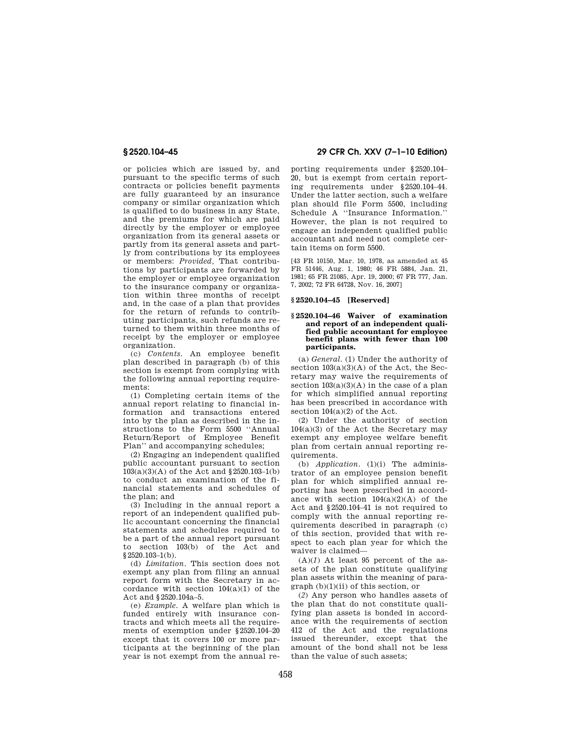or policies which are issued by, and pursuant to the specific terms of such contracts or policies benefit payments are fully guaranteed by an insurance company or similar organization which is qualified to do business in any State, and the premiums for which are paid directly by the employer or employee organization from its general assets or partly from its general assets and partly from contributions by its employees or members: *Provided*, That contributions by participants are forwarded by the employer or employee organization to the insurance company or organization within three months of receipt and, in the case of a plan that provides for the return of refunds to contributing participants, such refunds are returned to them within three months of receipt by the employer or employee organization.

(c) *Contents.* An employee benefit plan described in paragraph (b) of this section is exempt from complying with the following annual reporting requirements:

(1) Completing certain items of the annual report relating to financial information and transactions entered into by the plan as described in the instructions to the Form 5500 ''Annual Return/Report of Employee Benefit Plan'' and accompanying schedules;

(2) Engaging an independent qualified public accountant pursuant to section 103(a)(3)(A) of the Act and §2520.103–1(b) to conduct an examination of the financial statements and schedules of the plan; and

(3) Including in the annual report a report of an independent qualified public accountant concerning the financial statements and schedules required to be a part of the annual report pursuant to section 103(b) of the Act and §2520.103–1(b).

(d) *Limitation.* This section does not exempt any plan from filing an annual report form with the Secretary in accordance with section 104(a)(1) of the Act and §2520.104a–5.

(e) *Example.* A welfare plan which is funded entirely with insurance contracts and which meets all the requirements of exemption under §2520.104–20 except that it covers 100 or more participants at the beginning of the plan year is not exempt from the annual reporting requirements under §2520.104–20, but is exempt from certain reporting requirements under §2520.104–44. Under the latter section, such a welfare plan should file Form 5500, including Schedule A ''Insurance Information.'' However, the plan is not required to engage an independent qualified public accountant and need not complete certain items on form 5500.

[43 FR 10150, Mar. 10, 1978, as amended at 45 FR 51446, Aug. 1, 1980; 46 FR 5884, Jan. 21, 1981; 65 FR 21085, Apr. 19, 2000; 67 FR 777, Jan. 7, 2002; 72 FR 64728, Nov. 16, 2007]

## §2520.104–45 [Reserved]

## §2520.104–46 Waiver of examination and report of an independent qualified public accountant for employee benefit plans with fewer than 100 participants.

(a) *General.* (1) Under the authority of section 103(a)(3)(A) of the Act, the Secretary may waive the requirements of section 103(a)(3)(A) in the case of a plan for which simplified annual reporting has been prescribed in accordance with section 104(a)(2) of the Act.

(2) Under the authority of section 104(a)(3) of the Act the Secretary may exempt any employee welfare benefit plan from certain annual reporting requirements.

(b) *Application.* (1)(i) The administrator of an employee pension benefit plan for which simplified annual reporting has been prescribed in accordance with section 104(a)(2)(A) of the Act and §2520.104–41 is not required to comply with the annual reporting requirements described in paragraph (c) of this section, provided that with respect to each plan year for which the waiver is claimed—

(A)(*1*) At least 95 percent of the assets of the plan constitute qualifying plan assets within the meaning of paragraph (b)(1)(ii) of this section, or

(*2*) Any person who handles assets of the plan that do not constitute qualifying plan assets is bonded in accordance with the requirements of section 412 of the Act and the regulations issued thereunder, except that the amount of the bond shall not be less than the value of such assets;